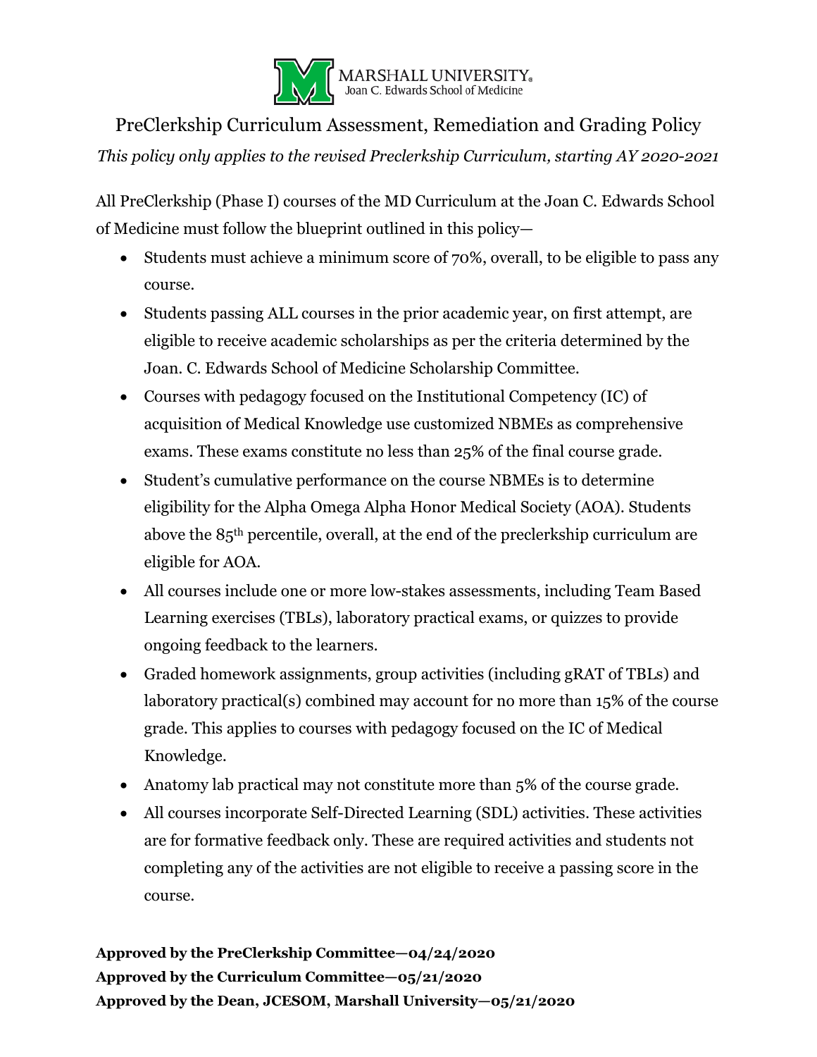MARSHALL UNIVERSITY
Joan C. Edwards School of Medicine

# PreClerkship Curriculum Assessment, Remediation and Grading Policy

*This policy only applies to the revised Preclerkship Curriculum, starting AY 2020-2021*

All PreClerkship (Phase I) courses of the MD Curriculum at the Joan C. Edwards School of Medicine must follow the blueprint outlined in this policy—

- Students must achieve a minimum score of 70%, overall, to be eligible to pass any course.
- Students passing ALL courses in the prior academic year, on first attempt, are eligible to receive academic scholarships as per the criteria determined by the Joan. C. Edwards School of Medicine Scholarship Committee.
- Courses with pedagogy focused on the Institutional Competency (IC) of acquisition of Medical Knowledge use customized NBMEs as comprehensive exams. These exams constitute no less than 25% of the final course grade.
- Student's cumulative performance on the course NBMEs is to determine eligibility for the Alpha Omega Alpha Honor Medical Society (AOA). Students above the 85th percentile, overall, at the end of the preclerkship curriculum are eligible for AOA.
- All courses include one or more low-stakes assessments, including Team Based Learning exercises (TBLs), laboratory practical exams, or quizzes to provide ongoing feedback to the learners.
- Graded homework assignments, group activities (including gRAT of TBLs) and laboratory practical(s) combined may account for no more than 15% of the course grade. This applies to courses with pedagogy focused on the IC of Medical Knowledge.
- Anatomy lab practical may not constitute more than 5% of the course grade.
- All courses incorporate Self-Directed Learning (SDL) activities. These activities are for formative feedback only. These are required activities and students not completing any of the activities are not eligible to receive a passing score in the course.

**Approved by the PreClerkship Committee—04/24/2020**
**Approved by the Curriculum Committee—05/21/2020**
**Approved by the Dean, JCESOM, Marshall University—05/21/2020**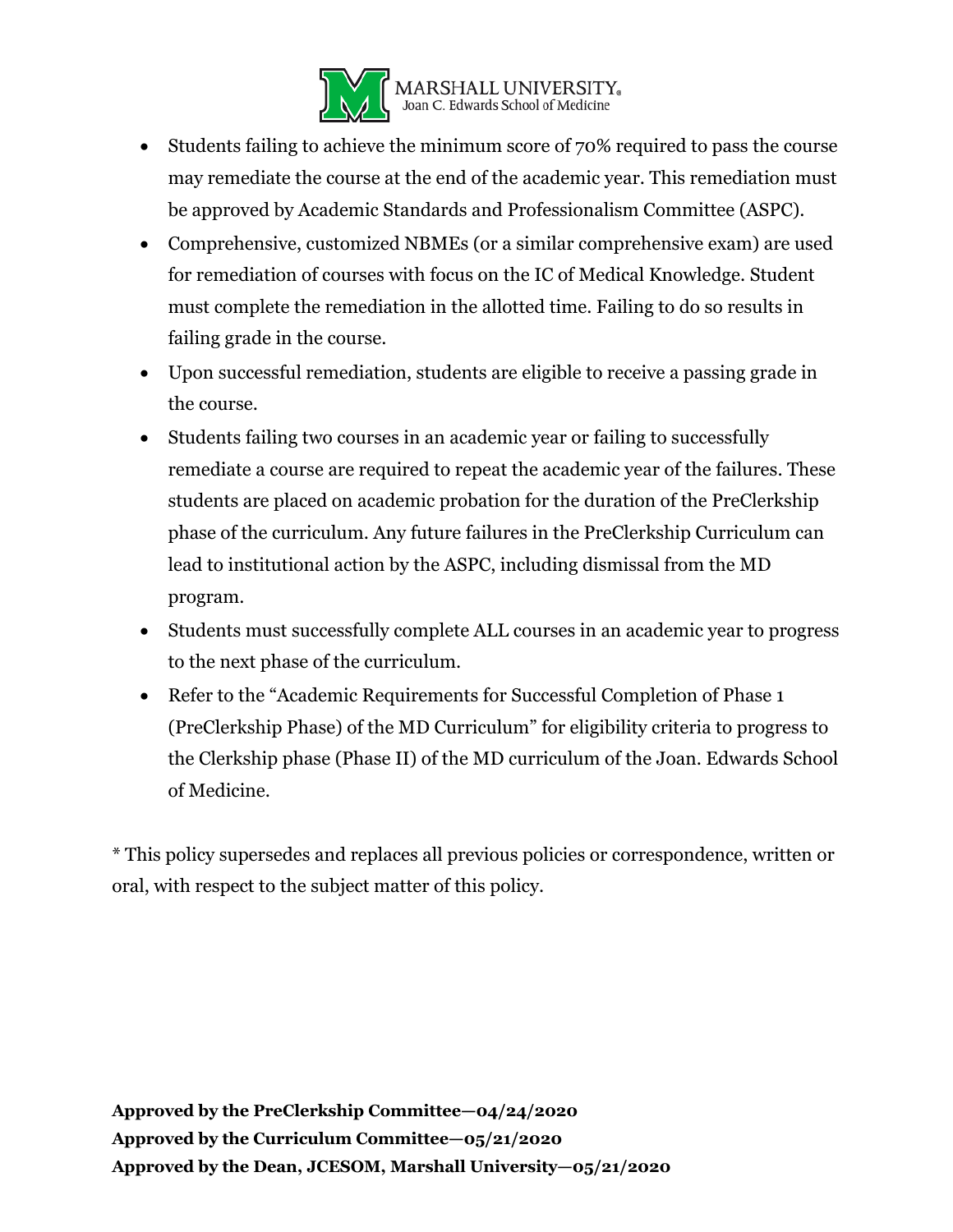- Students failing to achieve the minimum score of 70% required to pass the course may remediate the course at the end of the academic year. This remediation must be approved by Academic Standards and Professionalism Committee (ASPC).
- Comprehensive, customized NBMEs (or a similar comprehensive exam) are used for remediation of courses with focus on the IC of Medical Knowledge. Student must complete the remediation in the allotted time. Failing to do so results in failing grade in the course.
- Upon successful remediation, students are eligible to receive a passing grade in the course.
- Students failing two courses in an academic year or failing to successfully remediate a course are required to repeat the academic year of the failures. These students are placed on academic probation for the duration of the PreClerkship phase of the curriculum. Any future failures in the PreClerkship Curriculum can lead to institutional action by the ASPC, including dismissal from the MD program.
- Students must successfully complete ALL courses in an academic year to progress to the next phase of the curriculum.
- Refer to the "Academic Requirements for Successful Completion of Phase 1 (PreClerkship Phase) of the MD Curriculum" for eligibility criteria to progress to the Clerkship phase (Phase II) of the MD curriculum of the Joan. Edwards School of Medicine.

* This policy supersedes and replaces all previous policies or correspondence, written or oral, with respect to the subject matter of this policy.

**Approved by the PreClerkship Committee—04/24/2020**
**Approved by the Curriculum Committee—05/21/2020**
**Approved by the Dean, JCESOM, Marshall University—05/21/2020**